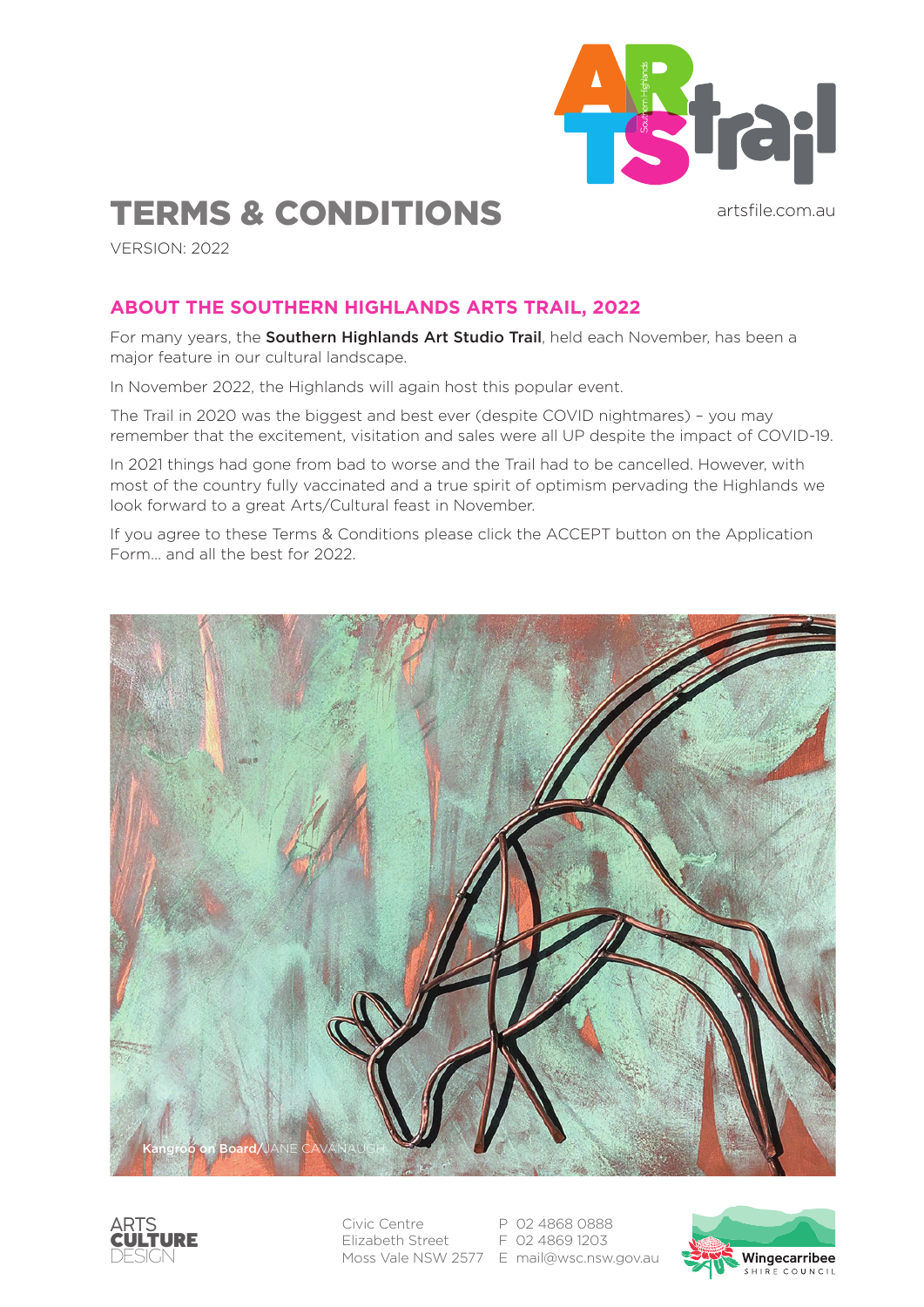# TERMS & CONDITIONS

artsfile.com.au

VERSION: 2022

## ABOUT THE SOUTHERN HIGHLANDS ARTS TRAIL, 2022

For many years, the **Southern Highlands Art Studio Trail**, held each November, has been a major feature in our cultural landscape.

In November 2022, the Highlands will again host this popular event.

The Trail in 2020 was the biggest and best ever (despite COVID nightmares) – you may remember that the excitement, visitation and sales were all UP despite the impact of COVID-19.

In 2021 things had gone from bad to worse and the Trail had to be cancelled. However, with most of the country fully vaccinated and a true spirit of optimism pervading the Highlands we look forward to a great Arts/Cultural feast in November.

If you agree to these Terms & Conditions please click the ACCEPT button on the Application Form... and all the best for 2022.

**Kangroo on Board**/JANE CAVANAUGH

Civic Centre
Elizabeth Street
Moss Vale NSW 2577

P 02 4868 0888
F 02 4869 1203
E mail@wsc.nsw.gov.au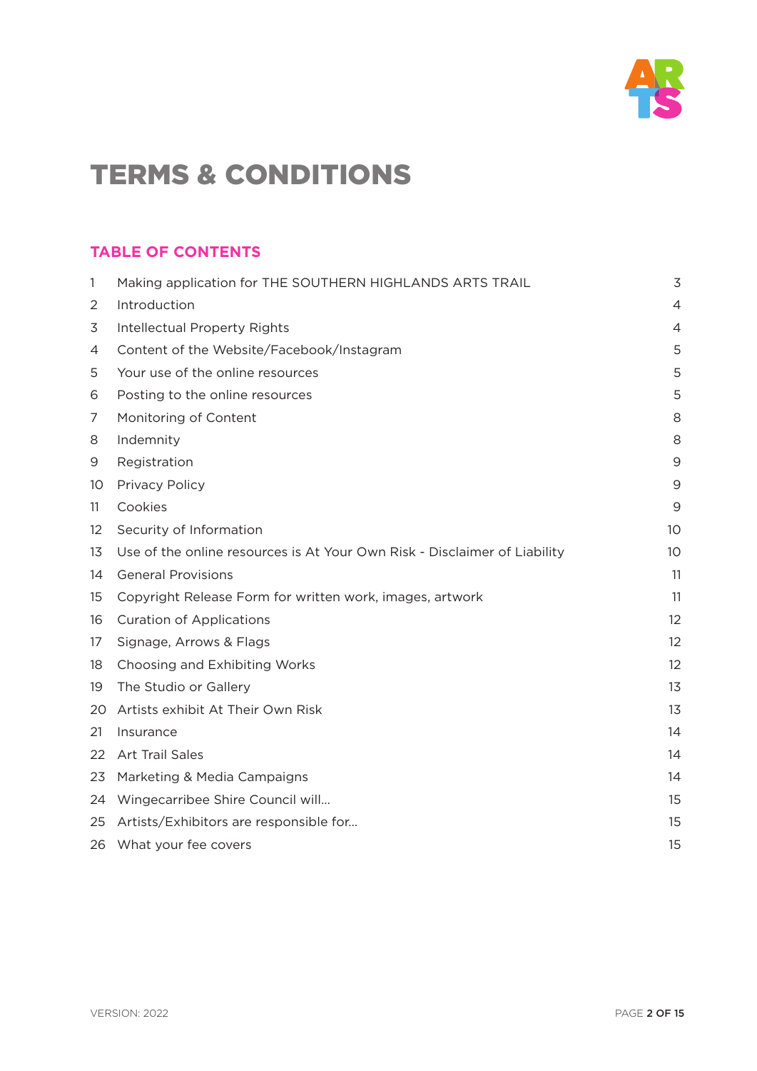# TERMS & CONDITIONS

## TABLE OF CONTENTS

| | | |
|---|---|---|
| 1 | Making application for THE SOUTHERN HIGHLANDS ARTS TRAIL | 3 |
| 2 | Introduction | 4 |
| 3 | Intellectual Property Rights | 4 |
| 4 | Content of the Website/Facebook/Instagram | 5 |
| 5 | Your use of the online resources | 5 |
| 6 | Posting to the online resources | 5 |
| 7 | Monitoring of Content | 8 |
| 8 | Indemnity | 8 |
| 9 | Registration | 9 |
| 10 | Privacy Policy | 9 |
| 11 | Cookies | 9 |
| 12 | Security of Information | 10 |
| 13 | Use of the online resources is At Your Own Risk - Disclaimer of Liability | 10 |
| 14 | General Provisions | 11 |
| 15 | Copyright Release Form for written work, images, artwork | 11 |
| 16 | Curation of Applications | 12 |
| 17 | Signage, Arrows & Flags | 12 |
| 18 | Choosing and Exhibiting Works | 12 |
| 19 | The Studio or Gallery | 13 |
| 20 | Artists exhibit At Their Own Risk | 13 |
| 21 | Insurance | 14 |
| 22 | Art Trail Sales | 14 |
| 23 | Marketing & Media Campaigns | 14 |
| 24 | Wingecarribee Shire Council will... | 15 |
| 25 | Artists/Exhibitors are responsible for... | 15 |
| 26 | What your fee covers | 15 |

VERSION: 2022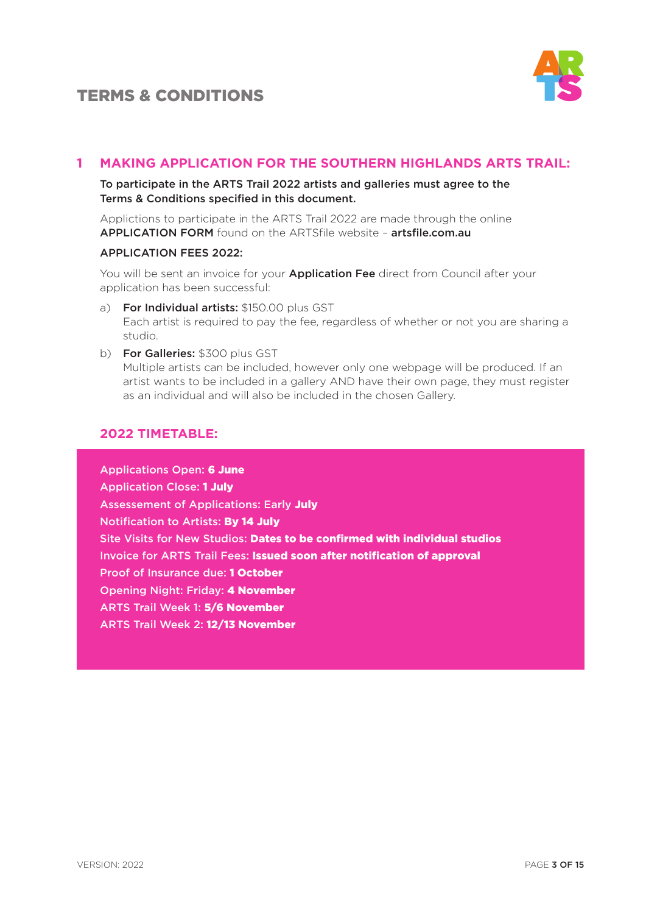# TERMS & CONDITIONS

## 1 MAKING APPLICATION FOR THE SOUTHERN HIGHLANDS ARTS TRAIL:

**To participate in the ARTS Trail 2022 artists and galleries must agree to the Terms & Conditions specified in this document.**

Applictions to participate in the ARTS Trail 2022 are made through the online **APPLICATION FORM** found on the ARTSfile website – **artsfile.com.au**

**APPLICATION FEES 2022:**

You will be sent an invoice for your **Application Fee** direct from Council after your application has been successful:

a) **For Individual artists:** $150.00 plus GST
Each artist is required to pay the fee, regardless of whether or not you are sharing a studio.

b) **For Galleries:** $300 plus GST
Multiple artists can be included, however only one webpage will be produced. If an artist wants to be included in a gallery AND have their own page, they must register as an individual and will also be included in the chosen Gallery.

### 2022 TIMETABLE:

Applications Open: **6 June**
Application Close: **1 July**
Assessement of Applications: Early **July**
Notification to Artists: **By 14 July**
Site Visits for New Studios: **Dates to be confirmed with individual studios**
Invoice for ARTS Trail Fees: **Issued soon after notification of approval**
Proof of Insurance due: **1 October**
Opening Night: Friday: **4 November**
ARTS Trail Week 1: **5/6 November**
ARTS Trail Week 2: **12/13 November**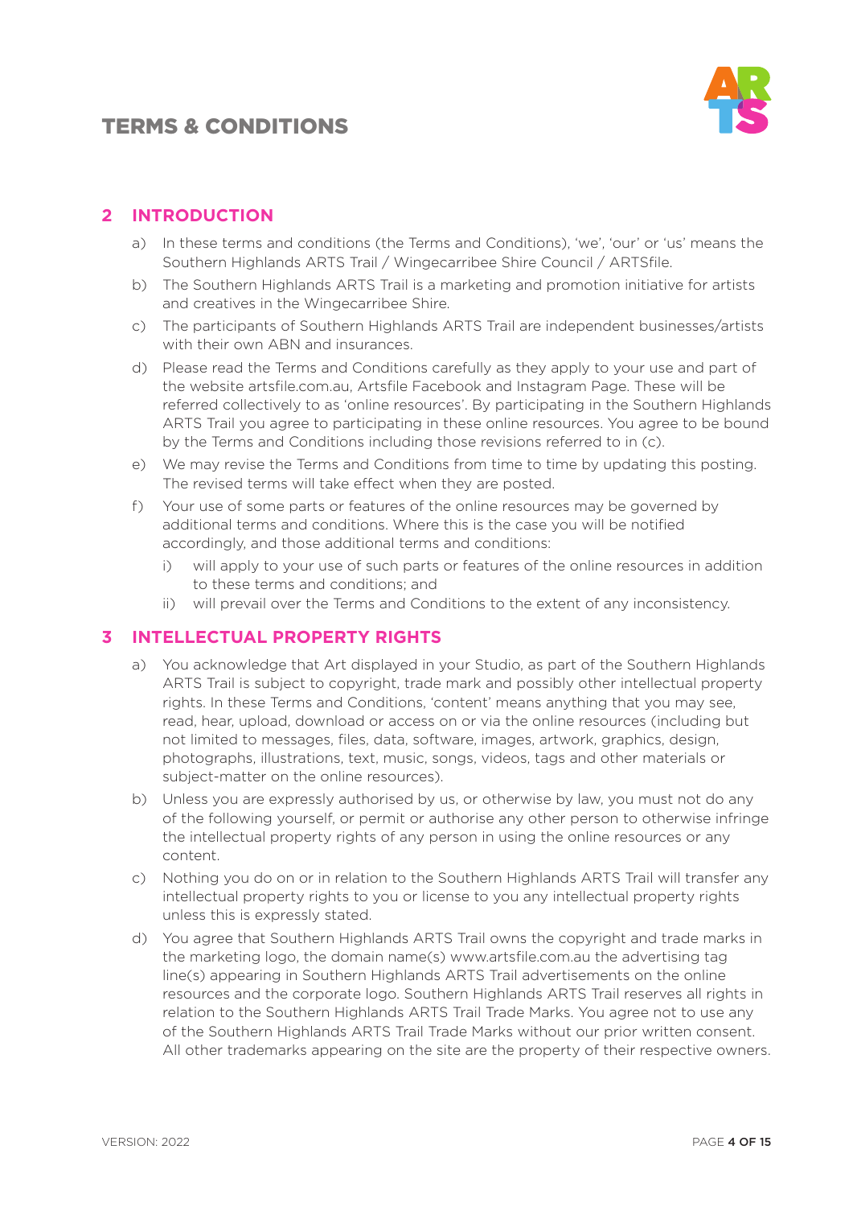# TERMS & CONDITIONS

## 2 INTRODUCTION

a) In these terms and conditions (the Terms and Conditions), 'we', 'our' or 'us' means the Southern Highlands ARTS Trail / Wingecarribee Shire Council / ARTSfile.

b) The Southern Highlands ARTS Trail is a marketing and promotion initiative for artists and creatives in the Wingecarribee Shire.

c) The participants of Southern Highlands ARTS Trail are independent businesses/artists with their own ABN and insurances.

d) Please read the Terms and Conditions carefully as they apply to your use and part of the website artsfile.com.au, Artsfile Facebook and Instagram Page. These will be referred collectively to as 'online resources'. By participating in the Southern Highlands ARTS Trail you agree to participating in these online resources. You agree to be bound by the Terms and Conditions including those revisions referred to in (c).

e) We may revise the Terms and Conditions from time to time by updating this posting. The revised terms will take effect when they are posted.

f) Your use of some parts or features of the online resources may be governed by additional terms and conditions. Where this is the case you will be notified accordingly, and those additional terms and conditions:

   i) will apply to your use of such parts or features of the online resources in addition to these terms and conditions; and

   ii) will prevail over the Terms and Conditions to the extent of any inconsistency.

## 3 INTELLECTUAL PROPERTY RIGHTS

a) You acknowledge that Art displayed in your Studio, as part of the Southern Highlands ARTS Trail is subject to copyright, trade mark and possibly other intellectual property rights. In these Terms and Conditions, 'content' means anything that you may see, read, hear, upload, download or access on or via the online resources (including but not limited to messages, files, data, software, images, artwork, graphics, design, photographs, illustrations, text, music, songs, videos, tags and other materials or subject-matter on the online resources).

b) Unless you are expressly authorised by us, or otherwise by law, you must not do any of the following yourself, or permit or authorise any other person to otherwise infringe the intellectual property rights of any person in using the online resources or any content.

c) Nothing you do on or in relation to the Southern Highlands ARTS Trail will transfer any intellectual property rights to you or license to you any intellectual property rights unless this is expressly stated.

d) You agree that Southern Highlands ARTS Trail owns the copyright and trade marks in the marketing logo, the domain name(s) www.artsfile.com.au the advertising tag line(s) appearing in Southern Highlands ARTS Trail advertisements on the online resources and the corporate logo. Southern Highlands ARTS Trail reserves all rights in relation to the Southern Highlands ARTS Trail Trade Marks. You agree not to use any of the Southern Highlands ARTS Trail Trade Marks without our prior written consent. All other trademarks appearing on the site are the property of their respective owners.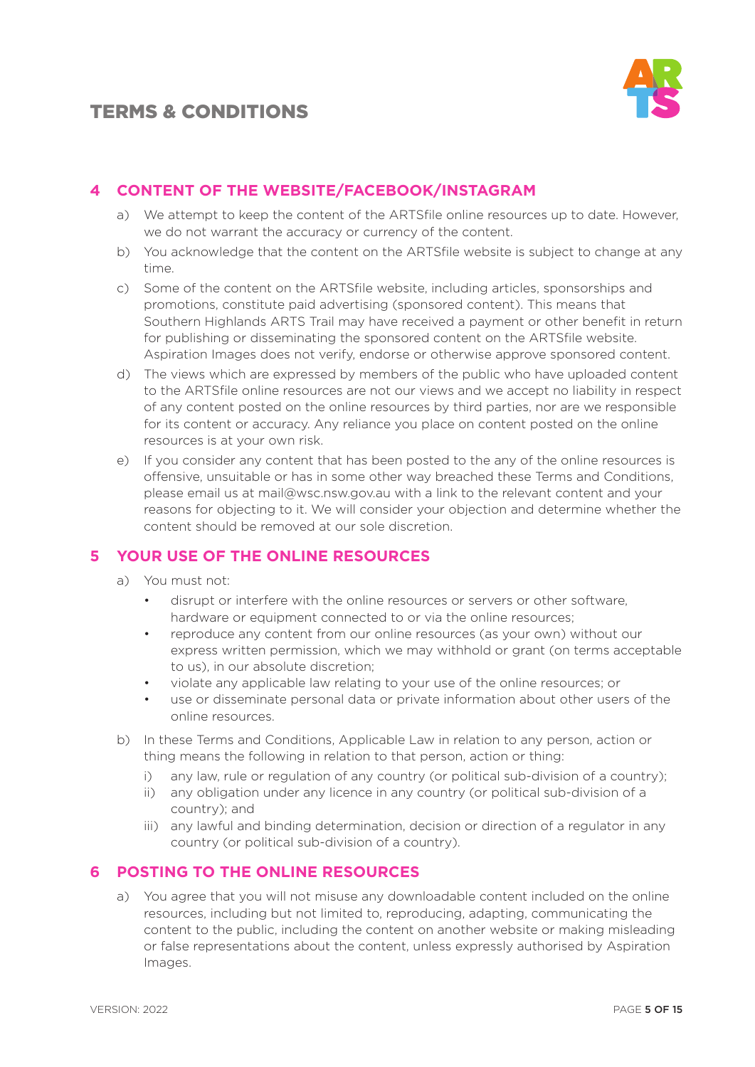## 4 CONTENT OF THE WEBSITE/FACEBOOK/INSTAGRAM

a) We attempt to keep the content of the ARTSfile online resources up to date. However, we do not warrant the accuracy or currency of the content.

b) You acknowledge that the content on the ARTSfile website is subject to change at any time.

c) Some of the content on the ARTSfile website, including articles, sponsorships and promotions, constitute paid advertising (sponsored content). This means that Southern Highlands ARTS Trail may have received a payment or other benefit in return for publishing or disseminating the sponsored content on the ARTSfile website. Aspiration Images does not verify, endorse or otherwise approve sponsored content.

d) The views which are expressed by members of the public who have uploaded content to the ARTSfile online resources are not our views and we accept no liability in respect of any content posted on the online resources by third parties, nor are we responsible for its content or accuracy. Any reliance you place on content posted on the online resources is at your own risk.

e) If you consider any content that has been posted to the any of the online resources is offensive, unsuitable or has in some other way breached these Terms and Conditions, please email us at mail@wsc.nsw.gov.au with a link to the relevant content and your reasons for objecting to it. We will consider your objection and determine whether the content should be removed at our sole discretion.

## 5 YOUR USE OF THE ONLINE RESOURCES

a) You must not:

- disrupt or interfere with the online resources or servers or other software, hardware or equipment connected to or via the online resources;
- reproduce any content from our online resources (as your own) without our express written permission, which we may withhold or grant (on terms acceptable to us), in our absolute discretion;
- violate any applicable law relating to your use of the online resources; or
- use or disseminate personal data or private information about other users of the online resources.

b) In these Terms and Conditions, Applicable Law in relation to any person, action or thing means the following in relation to that person, action or thing:

i) any law, rule or regulation of any country (or political sub-division of a country);

ii) any obligation under any licence in any country (or political sub-division of a country); and

iii) any lawful and binding determination, decision or direction of a regulator in any country (or political sub-division of a country).

## 6 POSTING TO THE ONLINE RESOURCES

a) You agree that you will not misuse any downloadable content included on the online resources, including but not limited to, reproducing, adapting, communicating the content to the public, including the content on another website or making misleading or false representations about the content, unless expressly authorised by Aspiration Images.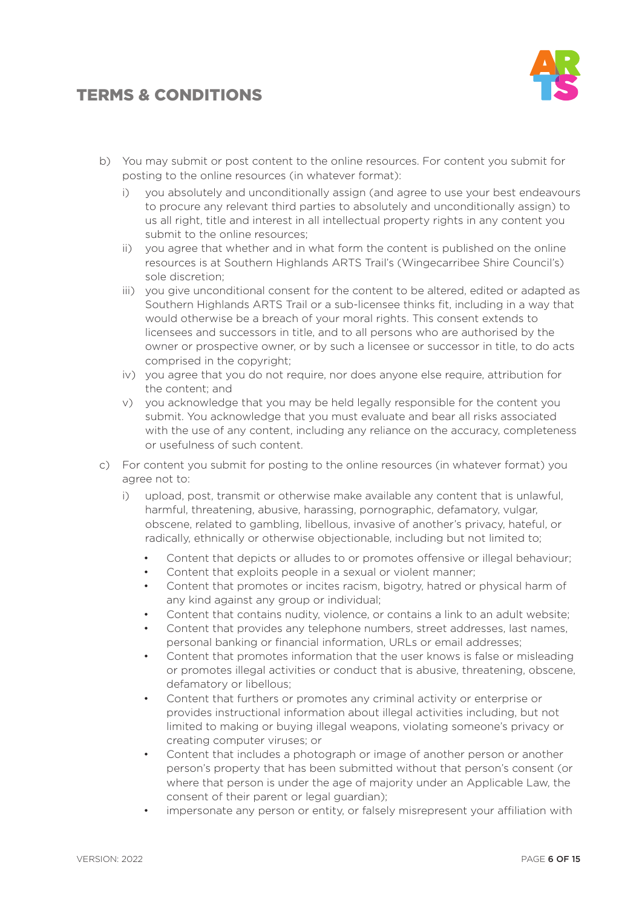b) You may submit or post content to the online resources. For content you submit for posting to the online resources (in whatever format):

   i) you absolutely and unconditionally assign (and agree to use your best endeavours to procure any relevant third parties to absolutely and unconditionally assign) to us all right, title and interest in all intellectual property rights in any content you submit to the online resources;

   ii) you agree that whether and in what form the content is published on the online resources is at Southern Highlands ARTS Trail's (Wingecarribee Shire Council's) sole discretion;

   iii) you give unconditional consent for the content to be altered, edited or adapted as Southern Highlands ARTS Trail or a sub-licensee thinks fit, including in a way that would otherwise be a breach of your moral rights. This consent extends to licensees and successors in title, and to all persons who are authorised by the owner or prospective owner, or by such a licensee or successor in title, to do acts comprised in the copyright;

   iv) you agree that you do not require, nor does anyone else require, attribution for the content; and

   v) you acknowledge that you may be held legally responsible for the content you submit. You acknowledge that you must evaluate and bear all risks associated with the use of any content, including any reliance on the accuracy, completeness or usefulness of such content.

c) For content you submit for posting to the online resources (in whatever format) you agree not to:

   i) upload, post, transmit or otherwise make available any content that is unlawful, harmful, threatening, abusive, harassing, pornographic, defamatory, vulgar, obscene, related to gambling, libellous, invasive of another's privacy, hateful, or radically, ethnically or otherwise objectionable, including but not limited to;

      - Content that depicts or alludes to or promotes offensive or illegal behaviour;
      - Content that exploits people in a sexual or violent manner;
      - Content that promotes or incites racism, bigotry, hatred or physical harm of any kind against any group or individual;
      - Content that contains nudity, violence, or contains a link to an adult website;
      - Content that provides any telephone numbers, street addresses, last names, personal banking or financial information, URLs or email addresses;
      - Content that promotes information that the user knows is false or misleading or promotes illegal activities or conduct that is abusive, threatening, obscene, defamatory or libellous;
      - Content that furthers or promotes any criminal activity or enterprise or provides instructional information about illegal activities including, but not limited to making or buying illegal weapons, violating someone's privacy or creating computer viruses; or
      - Content that includes a photograph or image of another person or another person's property that has been submitted without that person's consent (or where that person is under the age of majority under an Applicable Law, the consent of their parent or legal guardian);
      - impersonate any person or entity, or falsely misrepresent your affiliation with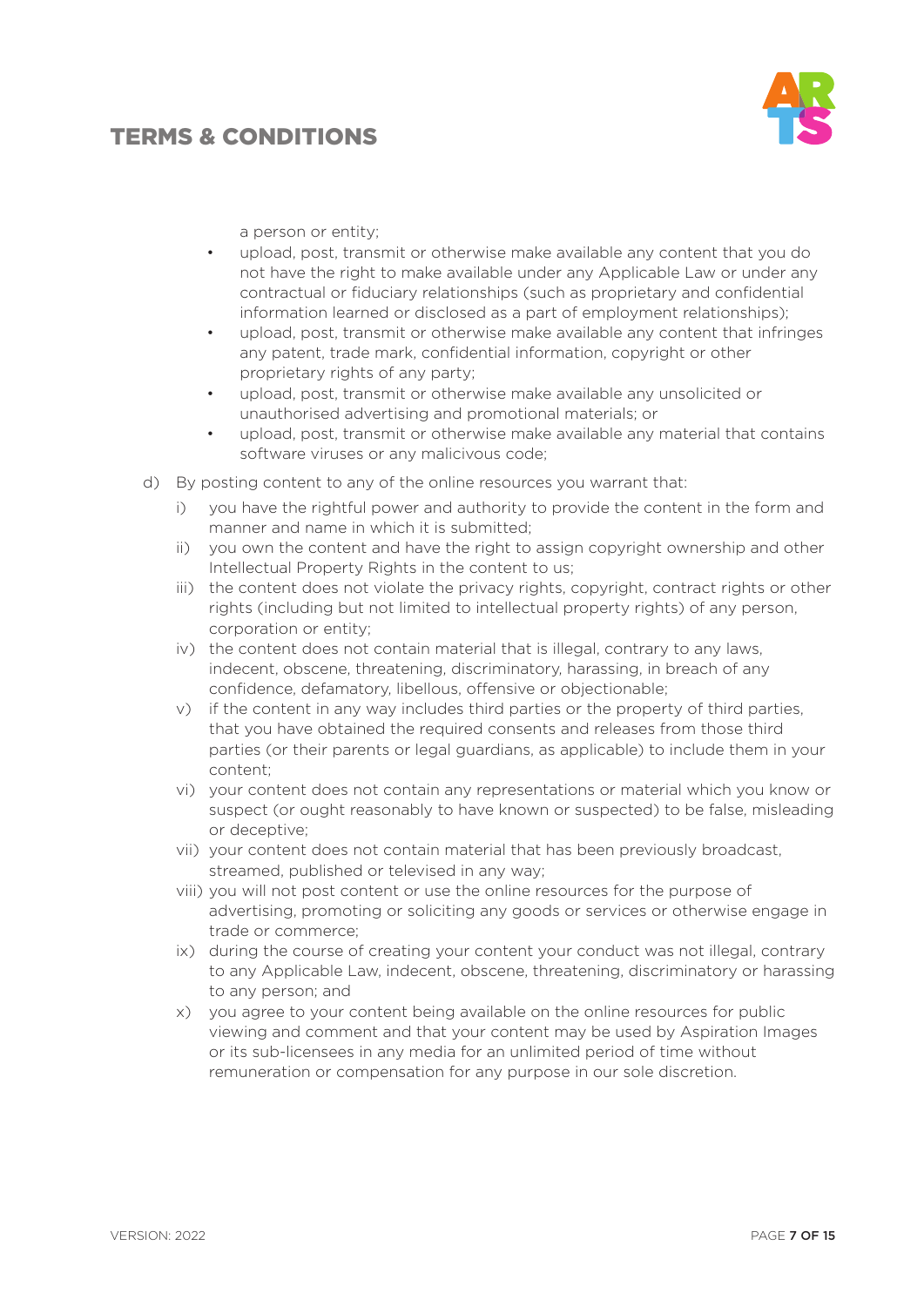a person or entity;

- upload, post, transmit or otherwise make available any content that you do not have the right to make available under any Applicable Law or under any contractual or fiduciary relationships (such as proprietary and confidential information learned or disclosed as a part of employment relationships);
- upload, post, transmit or otherwise make available any content that infringes any patent, trade mark, confidential information, copyright or other proprietary rights of any party;
- upload, post, transmit or otherwise make available any unsolicited or unauthorised advertising and promotional materials; or
- upload, post, transmit or otherwise make available any material that contains software viruses or any malicivous code;

d) By posting content to any of the online resources you warrant that:

i) you have the rightful power and authority to provide the content in the form and manner and name in which it is submitted;

ii) you own the content and have the right to assign copyright ownership and other Intellectual Property Rights in the content to us;

iii) the content does not violate the privacy rights, copyright, contract rights or other rights (including but not limited to intellectual property rights) of any person, corporation or entity;

iv) the content does not contain material that is illegal, contrary to any laws, indecent, obscene, threatening, discriminatory, harassing, in breach of any confidence, defamatory, libellous, offensive or objectionable;

v) if the content in any way includes third parties or the property of third parties, that you have obtained the required consents and releases from those third parties (or their parents or legal guardians, as applicable) to include them in your content;

vi) your content does not contain any representations or material which you know or suspect (or ought reasonably to have known or suspected) to be false, misleading or deceptive;

vii) your content does not contain material that has been previously broadcast, streamed, published or televised in any way;

viii) you will not post content or use the online resources for the purpose of advertising, promoting or soliciting any goods or services or otherwise engage in trade or commerce;

ix) during the course of creating your content your conduct was not illegal, contrary to any Applicable Law, indecent, obscene, threatening, discriminatory or harassing to any person; and

x) you agree to your content being available on the online resources for public viewing and comment and that your content may be used by Aspiration Images or its sub-licensees in any media for an unlimited period of time without remuneration or compensation for any purpose in our sole discretion.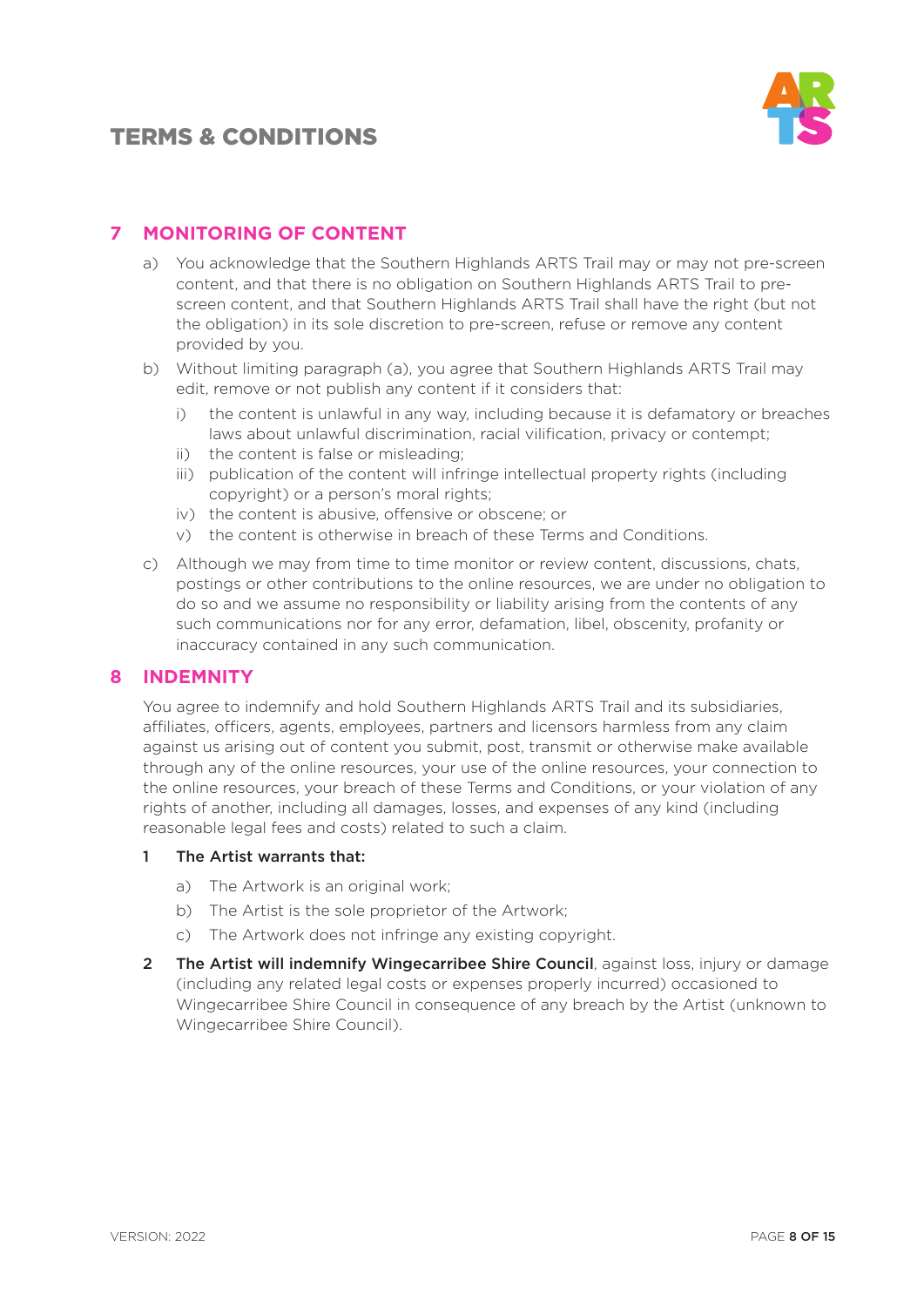# TERMS & CONDITIONS

## 7 MONITORING OF CONTENT

a) You acknowledge that the Southern Highlands ARTS Trail may or may not pre-screen content, and that there is no obligation on Southern Highlands ARTS Trail to pre-screen content, and that Southern Highlands ARTS Trail shall have the right (but not the obligation) in its sole discretion to pre-screen, refuse or remove any content provided by you.

b) Without limiting paragraph (a), you agree that Southern Highlands ARTS Trail may edit, remove or not publish any content if it considers that:

   i) the content is unlawful in any way, including because it is defamatory or breaches laws about unlawful discrimination, racial vilification, privacy or contempt;

   ii) the content is false or misleading;

   iii) publication of the content will infringe intellectual property rights (including copyright) or a person's moral rights;

   iv) the content is abusive, offensive or obscene; or

   v) the content is otherwise in breach of these Terms and Conditions.

c) Although we may from time to time monitor or review content, discussions, chats, postings or other contributions to the online resources, we are under no obligation to do so and we assume no responsibility or liability arising from the contents of any such communications nor for any error, defamation, libel, obscenity, profanity or inaccuracy contained in any such communication.

## 8 INDEMNITY

You agree to indemnify and hold Southern Highlands ARTS Trail and its subsidiaries, affiliates, officers, agents, employees, partners and licensors harmless from any claim against us arising out of content you submit, post, transmit or otherwise make available through any of the online resources, your use of the online resources, your connection to the online resources, your breach of these Terms and Conditions, or your violation of any rights of another, including all damages, losses, and expenses of any kind (including reasonable legal fees and costs) related to such a claim.

1 **The Artist warrants that:**

   a) The Artwork is an original work;

   b) The Artist is the sole proprietor of the Artwork;

   c) The Artwork does not infringe any existing copyright.

2 **The Artist will indemnify Wingecarribee Shire Council**, against loss, injury or damage (including any related legal costs or expenses properly incurred) occasioned to Wingecarribee Shire Council in consequence of any breach by the Artist (unknown to Wingecarribee Shire Council).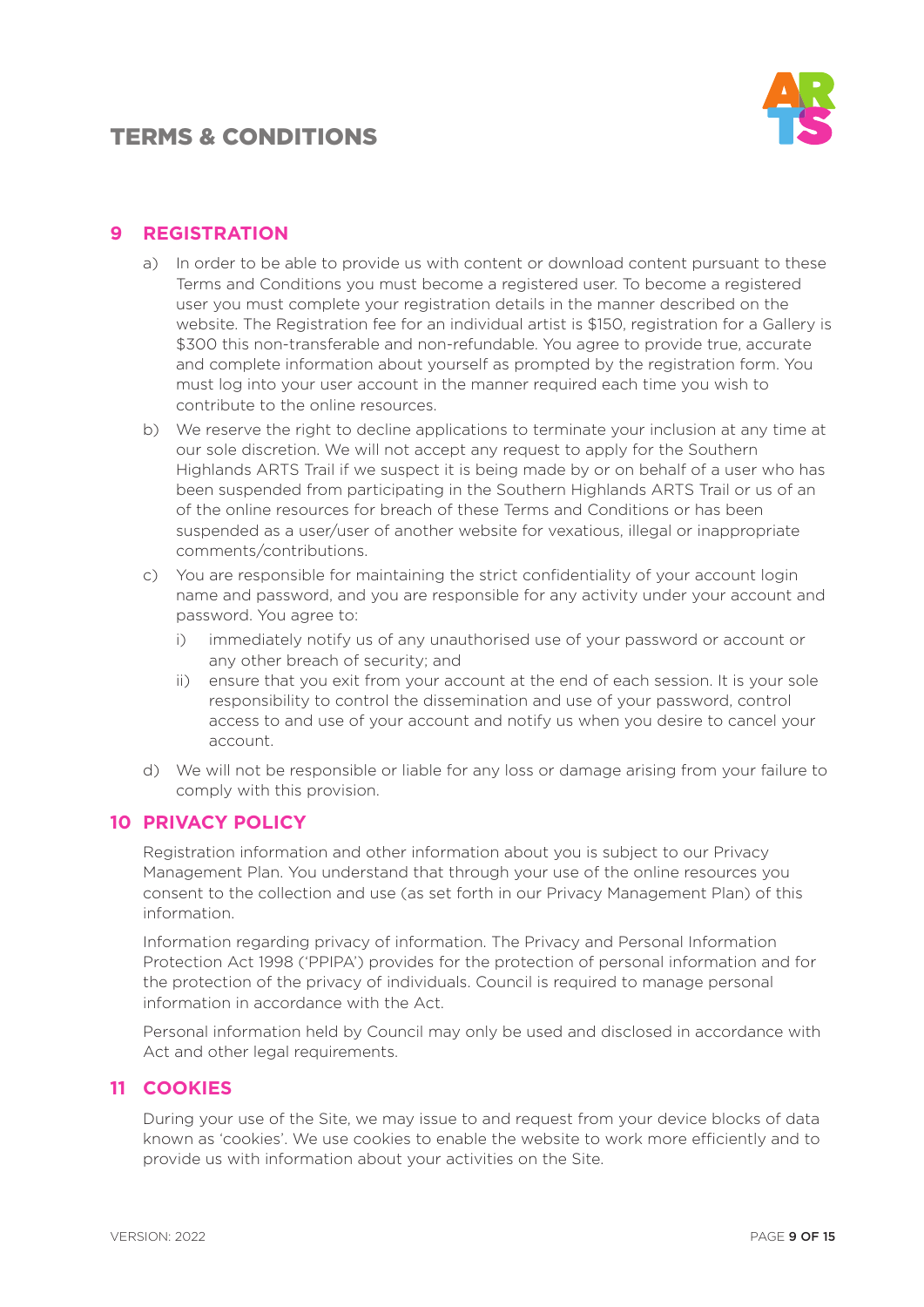## 9 REGISTRATION

a) In order to be able to provide us with content or download content pursuant to these Terms and Conditions you must become a registered user. To become a registered user you must complete your registration details in the manner described on the website. The Registration fee for an individual artist is $150, registration for a Gallery is $300 this non-transferable and non-refundable. You agree to provide true, accurate and complete information about yourself as prompted by the registration form. You must log into your user account in the manner required each time you wish to contribute to the online resources.

b) We reserve the right to decline applications to terminate your inclusion at any time at our sole discretion. We will not accept any request to apply for the Southern Highlands ARTS Trail if we suspect it is being made by or on behalf of a user who has been suspended from participating in the Southern Highlands ARTS Trail or us of an of the online resources for breach of these Terms and Conditions or has been suspended as a user/user of another website for vexatious, illegal or inappropriate comments/contributions.

c) You are responsible for maintaining the strict confidentiality of your account login name and password, and you are responsible for any activity under your account and password. You agree to:

   i) immediately notify us of any unauthorised use of your password or account or any other breach of security; and

   ii) ensure that you exit from your account at the end of each session. It is your sole responsibility to control the dissemination and use of your password, control access to and use of your account and notify us when you desire to cancel your account.

d) We will not be responsible or liable for any loss or damage arising from your failure to comply with this provision.

## 10 PRIVACY POLICY

Registration information and other information about you is subject to our Privacy Management Plan. You understand that through your use of the online resources you consent to the collection and use (as set forth in our Privacy Management Plan) of this information.

Information regarding privacy of information. The Privacy and Personal Information Protection Act 1998 ('PPIPA') provides for the protection of personal information and for the protection of the privacy of individuals. Council is required to manage personal information in accordance with the Act.

Personal information held by Council may only be used and disclosed in accordance with Act and other legal requirements.

## 11 COOKIES

During your use of the Site, we may issue to and request from your device blocks of data known as 'cookies'. We use cookies to enable the website to work more efficiently and to provide us with information about your activities on the Site.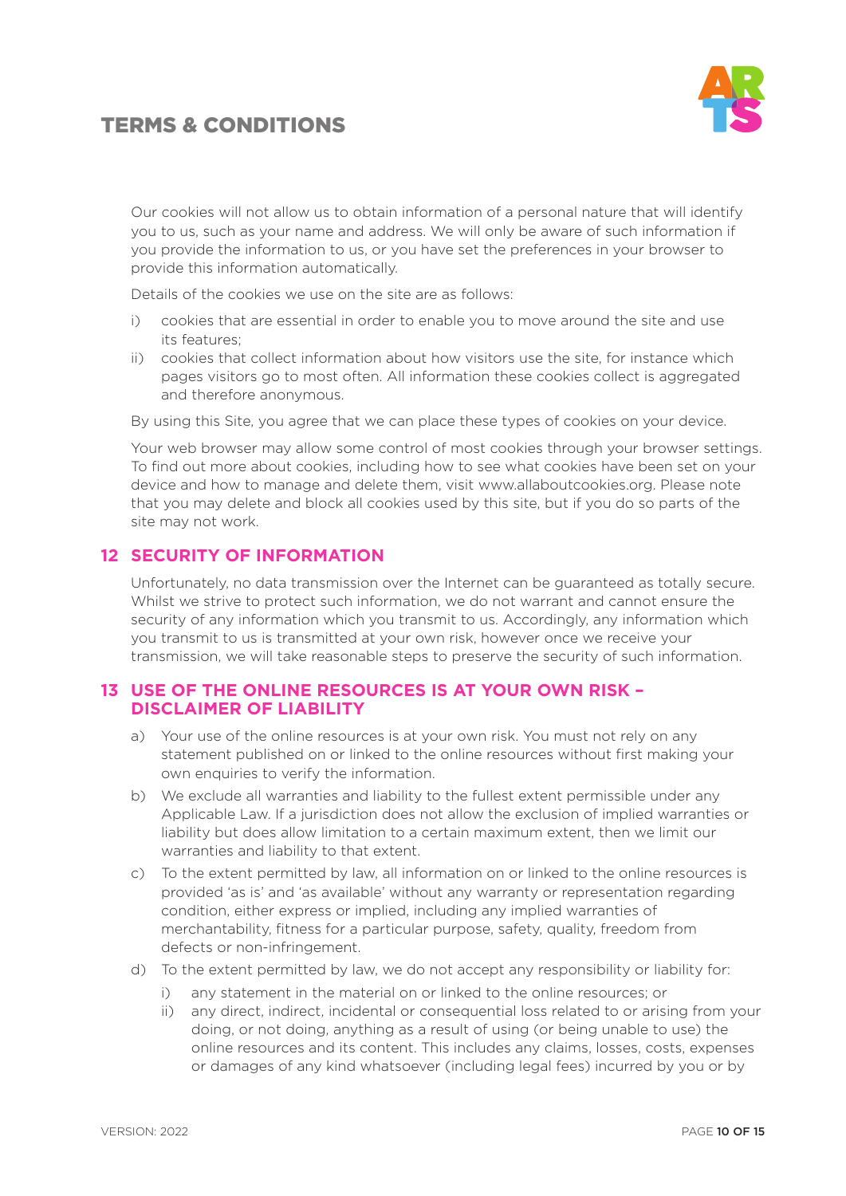Our cookies will not allow us to obtain information of a personal nature that will identify you to us, such as your name and address. We will only be aware of such information if you provide the information to us, or you have set the preferences in your browser to provide this information automatically.

Details of the cookies we use on the site are as follows:

i) cookies that are essential in order to enable you to move around the site and use its features;
ii) cookies that collect information about how visitors use the site, for instance which pages visitors go to most often. All information these cookies collect is aggregated and therefore anonymous.

By using this Site, you agree that we can place these types of cookies on your device.

Your web browser may allow some control of most cookies through your browser settings. To find out more about cookies, including how to see what cookies have been set on your device and how to manage and delete them, visit www.allaboutcookies.org. Please note that you may delete and block all cookies used by this site, but if you do so parts of the site may not work.

## 12 SECURITY OF INFORMATION

Unfortunately, no data transmission over the Internet can be guaranteed as totally secure. Whilst we strive to protect such information, we do not warrant and cannot ensure the security of any information which you transmit to us. Accordingly, any information which you transmit to us is transmitted at your own risk, however once we receive your transmission, we will take reasonable steps to preserve the security of such information.

## 13 USE OF THE ONLINE RESOURCES IS AT YOUR OWN RISK – DISCLAIMER OF LIABILITY

a) Your use of the online resources is at your own risk. You must not rely on any statement published on or linked to the online resources without first making your own enquiries to verify the information.
b) We exclude all warranties and liability to the fullest extent permissible under any Applicable Law. If a jurisdiction does not allow the exclusion of implied warranties or liability but does allow limitation to a certain maximum extent, then we limit our warranties and liability to that extent.
c) To the extent permitted by law, all information on or linked to the online resources is provided 'as is' and 'as available' without any warranty or representation regarding condition, either express or implied, including any implied warranties of merchantability, fitness for a particular purpose, safety, quality, freedom from defects or non-infringement.
d) To the extent permitted by law, we do not accept any responsibility or liability for:
    i) any statement in the material on or linked to the online resources; or
    ii) any direct, indirect, incidental or consequential loss related to or arising from your doing, or not doing, anything as a result of using (or being unable to use) the online resources and its content. This includes any claims, losses, costs, expenses or damages of any kind whatsoever (including legal fees) incurred by you or by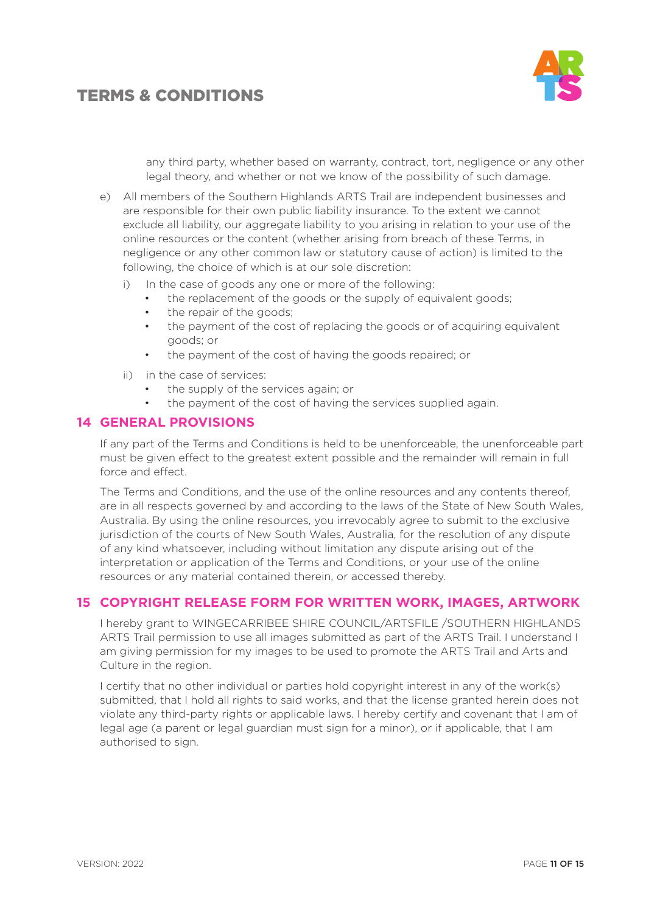any third party, whether based on warranty, contract, tort, negligence or any other legal theory, and whether or not we know of the possibility of such damage.

e) All members of the Southern Highlands ARTS Trail are independent businesses and are responsible for their own public liability insurance. To the extent we cannot exclude all liability, our aggregate liability to you arising in relation to your use of the online resources or the content (whether arising from breach of these Terms, in negligence or any other common law or statutory cause of action) is limited to the following, the choice of which is at our sole discretion:

   i) In the case of goods any one or more of the following:
      - the replacement of the goods or the supply of equivalent goods;
      - the repair of the goods;
      - the payment of the cost of replacing the goods or of acquiring equivalent goods; or
      - the payment of the cost of having the goods repaired; or

   ii) in the case of services:
      - the supply of the services again; or
      - the payment of the cost of having the services supplied again.

## 14 GENERAL PROVISIONS

If any part of the Terms and Conditions is held to be unenforceable, the unenforceable part must be given effect to the greatest extent possible and the remainder will remain in full force and effect.

The Terms and Conditions, and the use of the online resources and any contents thereof, are in all respects governed by and according to the laws of the State of New South Wales, Australia. By using the online resources, you irrevocably agree to submit to the exclusive jurisdiction of the courts of New South Wales, Australia, for the resolution of any dispute of any kind whatsoever, including without limitation any dispute arising out of the interpretation or application of the Terms and Conditions, or your use of the online resources or any material contained therein, or accessed thereby.

## 15 COPYRIGHT RELEASE FORM FOR WRITTEN WORK, IMAGES, ARTWORK

I hereby grant to WINGECARRIBEE SHIRE COUNCIL/ARTSFILE /SOUTHERN HIGHLANDS ARTS Trail permission to use all images submitted as part of the ARTS Trail. I understand I am giving permission for my images to be used to promote the ARTS Trail and Arts and Culture in the region.

I certify that no other individual or parties hold copyright interest in any of the work(s) submitted, that I hold all rights to said works, and that the license granted herein does not violate any third-party rights or applicable laws. I hereby certify and covenant that I am of legal age (a parent or legal guardian must sign for a minor), or if applicable, that I am authorised to sign.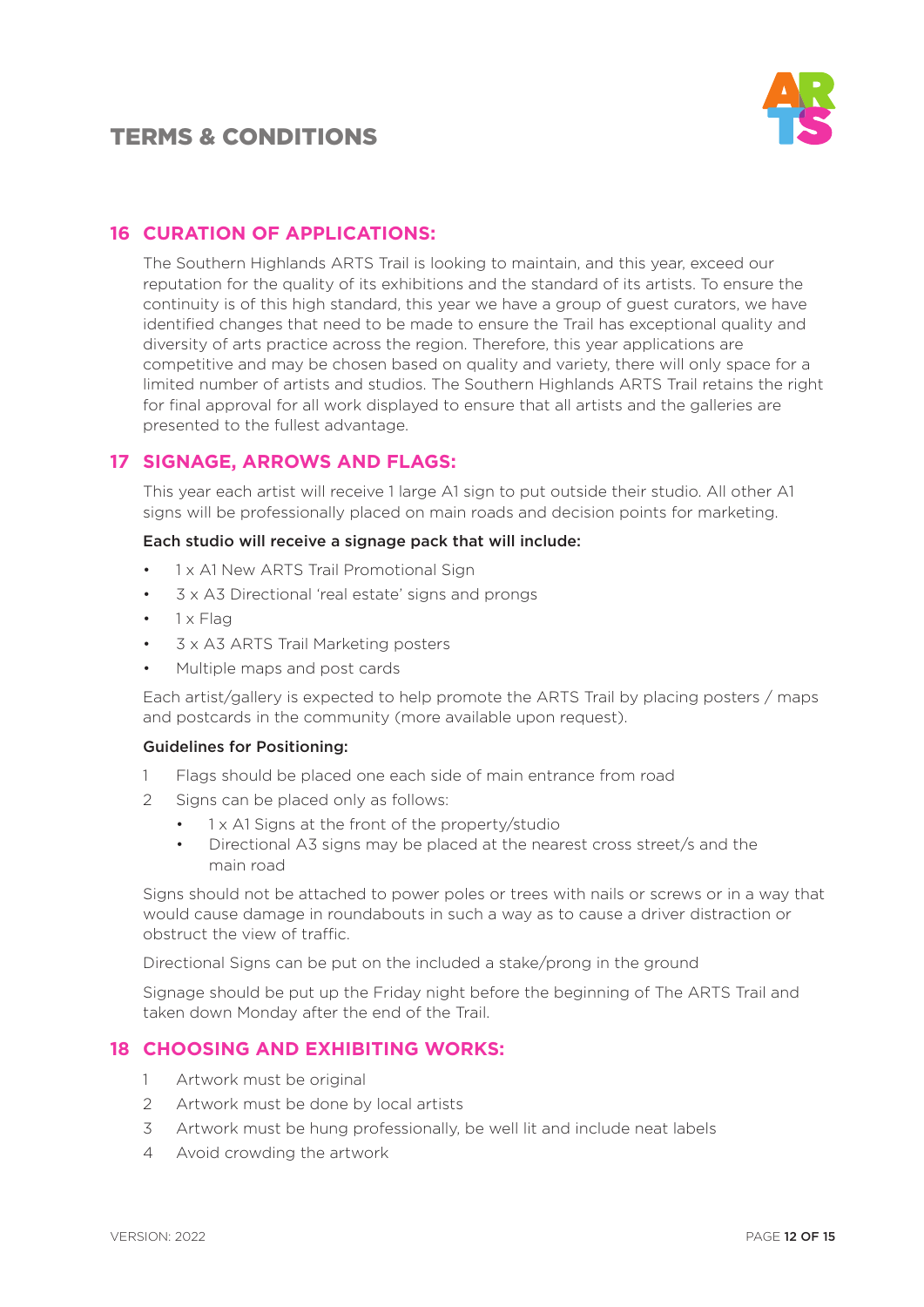# TERMS & CONDITIONS

## 16 CURATION OF APPLICATIONS:

The Southern Highlands ARTS Trail is looking to maintain, and this year, exceed our reputation for the quality of its exhibitions and the standard of its artists. To ensure the continuity is of this high standard, this year we have a group of guest curators, we have identified changes that need to be made to ensure the Trail has exceptional quality and diversity of arts practice across the region. Therefore, this year applications are competitive and may be chosen based on quality and variety, there will only space for a limited number of artists and studios. The Southern Highlands ARTS Trail retains the right for final approval for all work displayed to ensure that all artists and the galleries are presented to the fullest advantage.

## 17 SIGNAGE, ARROWS AND FLAGS:

This year each artist will receive 1 large A1 sign to put outside their studio. All other A1 signs will be professionally placed on main roads and decision points for marketing.

**Each studio will receive a signage pack that will include:**

- 1 x A1 New ARTS Trail Promotional Sign
- 3 x A3 Directional 'real estate' signs and prongs
- 1 x Flag
- 3 x A3 ARTS Trail Marketing posters
- Multiple maps and post cards

Each artist/gallery is expected to help promote the ARTS Trail by placing posters / maps and postcards in the community (more available upon request).

**Guidelines for Positioning:**

1. Flags should be placed one each side of main entrance from road
2. Signs can be placed only as follows:
   - 1 x A1 Signs at the front of the property/studio
   - Directional A3 signs may be placed at the nearest cross street/s and the main road

Signs should not be attached to power poles or trees with nails or screws or in a way that would cause damage in roundabouts in such a way as to cause a driver distraction or obstruct the view of traffic.

Directional Signs can be put on the included a stake/prong in the ground

Signage should be put up the Friday night before the beginning of The ARTS Trail and taken down Monday after the end of the Trail.

## 18 CHOOSING AND EXHIBITING WORKS:

1. Artwork must be original
2. Artwork must be done by local artists
3. Artwork must be hung professionally, be well lit and include neat labels
4. Avoid crowding the artwork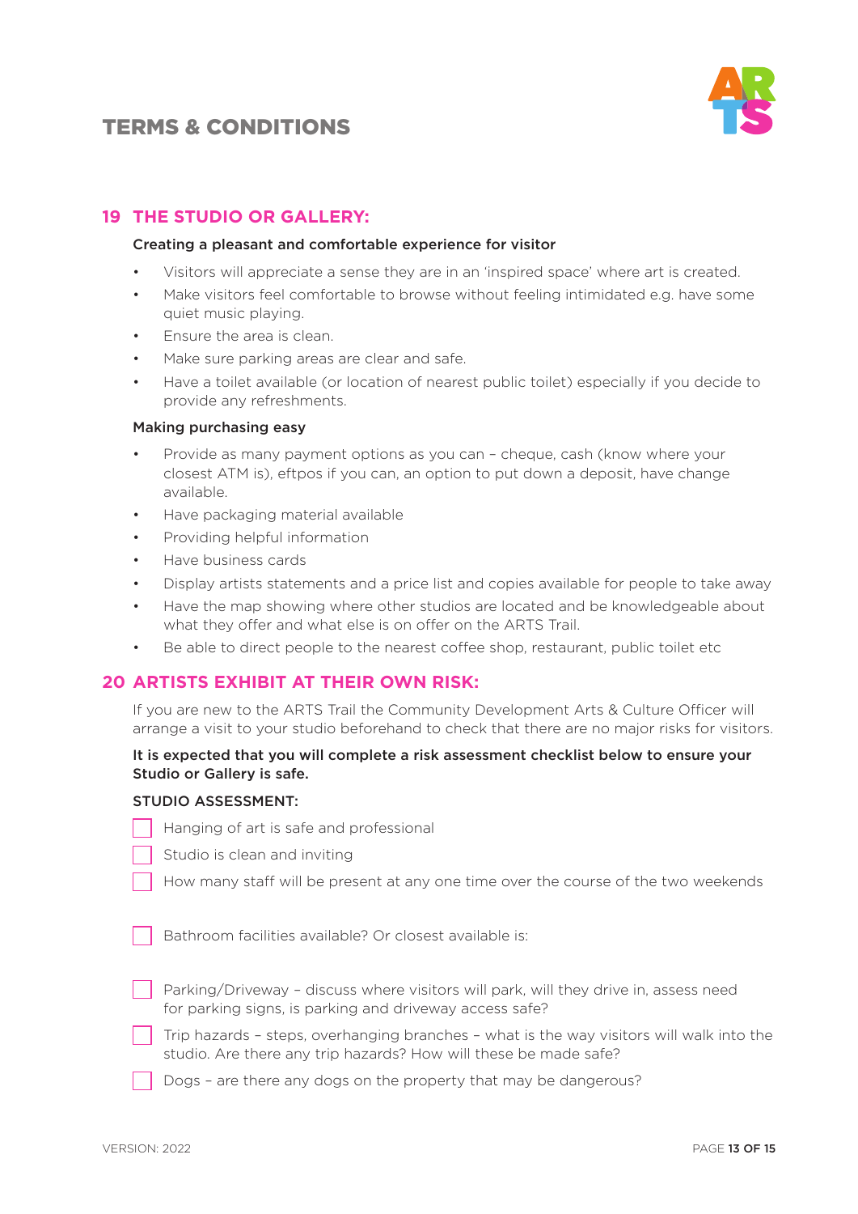# TERMS & CONDITIONS

## 19 THE STUDIO OR GALLERY:

**Creating a pleasant and comfortable experience for visitor**

- Visitors will appreciate a sense they are in an 'inspired space' where art is created.
- Make visitors feel comfortable to browse without feeling intimidated e.g. have some quiet music playing.
- Ensure the area is clean.
- Make sure parking areas are clear and safe.
- Have a toilet available (or location of nearest public toilet) especially if you decide to provide any refreshments.

**Making purchasing easy**

- Provide as many payment options as you can – cheque, cash (know where your closest ATM is), eftpos if you can, an option to put down a deposit, have change available.
- Have packaging material available
- Providing helpful information
- Have business cards
- Display artists statements and a price list and copies available for people to take away
- Have the map showing where other studios are located and be knowledgeable about what they offer and what else is on offer on the ARTS Trail.
- Be able to direct people to the nearest coffee shop, restaurant, public toilet etc

## 20 ARTISTS EXHIBIT AT THEIR OWN RISK:

If you are new to the ARTS Trail the Community Development Arts & Culture Officer will arrange a visit to your studio beforehand to check that there are no major risks for visitors.

**It is expected that you will complete a risk assessment checklist below to ensure your Studio or Gallery is safe.**

**STUDIO ASSESSMENT:**

- [ ] Hanging of art is safe and professional
- [ ] Studio is clean and inviting
- [ ] How many staff will be present at any one time over the course of the two weekends
- [ ] Bathroom facilities available? Or closest available is:
- [ ] Parking/Driveway – discuss where visitors will park, will they drive in, assess need for parking signs, is parking and driveway access safe?
- [ ] Trip hazards – steps, overhanging branches – what is the way visitors will walk into the studio. Are there any trip hazards? How will these be made safe?
- [ ] Dogs – are there any dogs on the property that may be dangerous?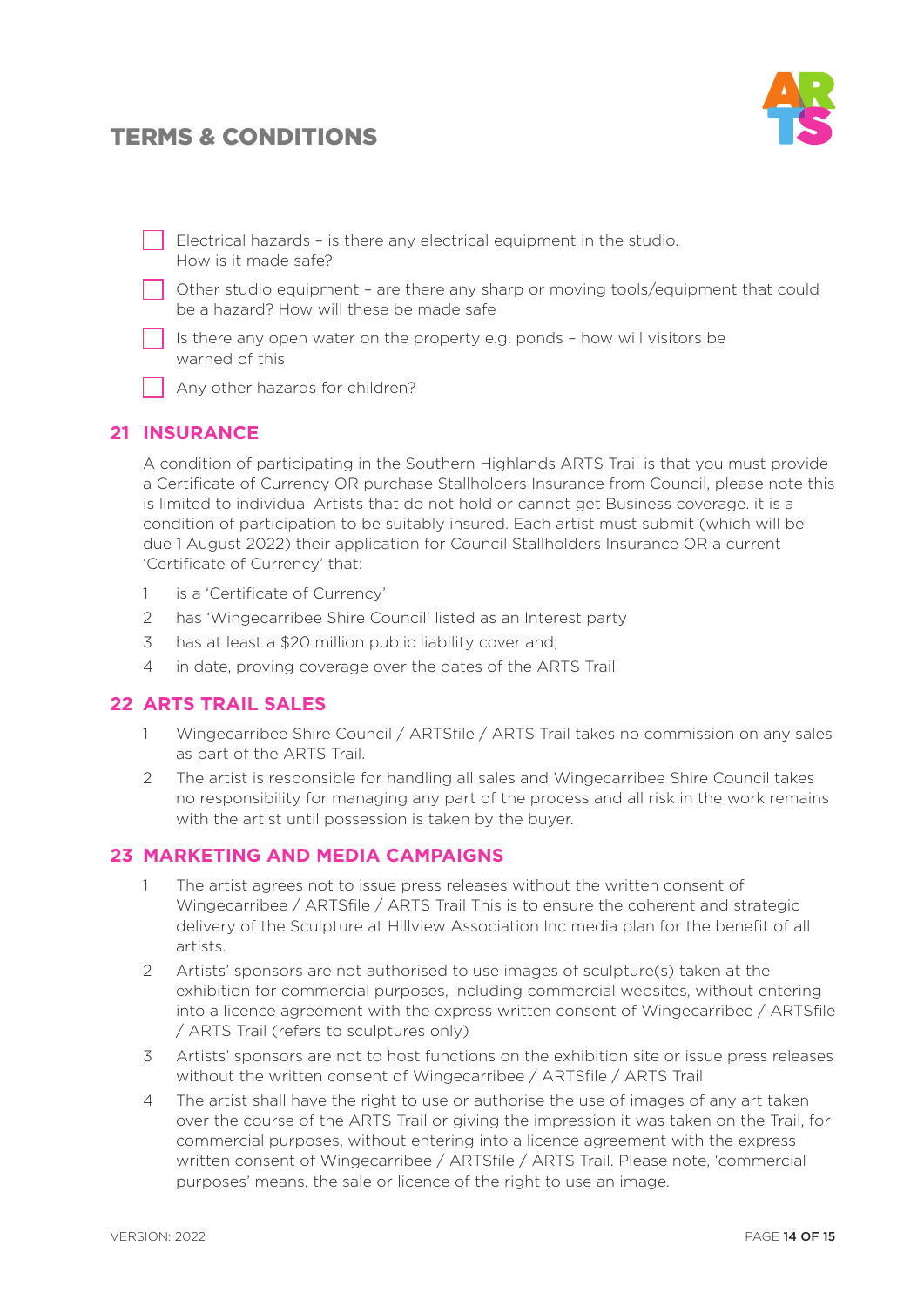# TERMS & CONDITIONS

- [ ] Electrical hazards – is there any electrical equipment in the studio. How is it made safe?
- [ ] Other studio equipment – are there any sharp or moving tools/equipment that could be a hazard? How will these be made safe
- [ ] Is there any open water on the property e.g. ponds – how will visitors be warned of this
- [ ] Any other hazards for children?

## 21 INSURANCE

A condition of participating in the Southern Highlands ARTS Trail is that you must provide a Certificate of Currency OR purchase Stallholders Insurance from Council, please note this is limited to individual Artists that do not hold or cannot get Business coverage. it is a condition of participation to be suitably insured. Each artist must submit (which will be due 1 August 2022) their application for Council Stallholders Insurance OR a current 'Certificate of Currency' that:

1. is a 'Certificate of Currency'
2. has 'Wingecarribee Shire Council' listed as an Interest party
3. has at least a $20 million public liability cover and;
4. in date, proving coverage over the dates of the ARTS Trail

## 22 ARTS TRAIL SALES

1. Wingecarribee Shire Council / ARTSfile / ARTS Trail takes no commission on any sales as part of the ARTS Trail.
2. The artist is responsible for handling all sales and Wingecarribee Shire Council takes no responsibility for managing any part of the process and all risk in the work remains with the artist until possession is taken by the buyer.

## 23 MARKETING AND MEDIA CAMPAIGNS

1. The artist agrees not to issue press releases without the written consent of Wingecarribee / ARTSfile / ARTS Trail This is to ensure the coherent and strategic delivery of the Sculpture at Hillview Association Inc media plan for the benefit of all artists.
2. Artists' sponsors are not authorised to use images of sculpture(s) taken at the exhibition for commercial purposes, including commercial websites, without entering into a licence agreement with the express written consent of Wingecarribee / ARTSfile / ARTS Trail (refers to sculptures only)
3. Artists' sponsors are not to host functions on the exhibition site or issue press releases without the written consent of Wingecarribee / ARTSfile / ARTS Trail
4. The artist shall have the right to use or authorise the use of images of any art taken over the course of the ARTS Trail or giving the impression it was taken on the Trail, for commercial purposes, without entering into a licence agreement with the express written consent of Wingecarribee / ARTSfile / ARTS Trail. Please note, 'commercial purposes' means, the sale or licence of the right to use an image.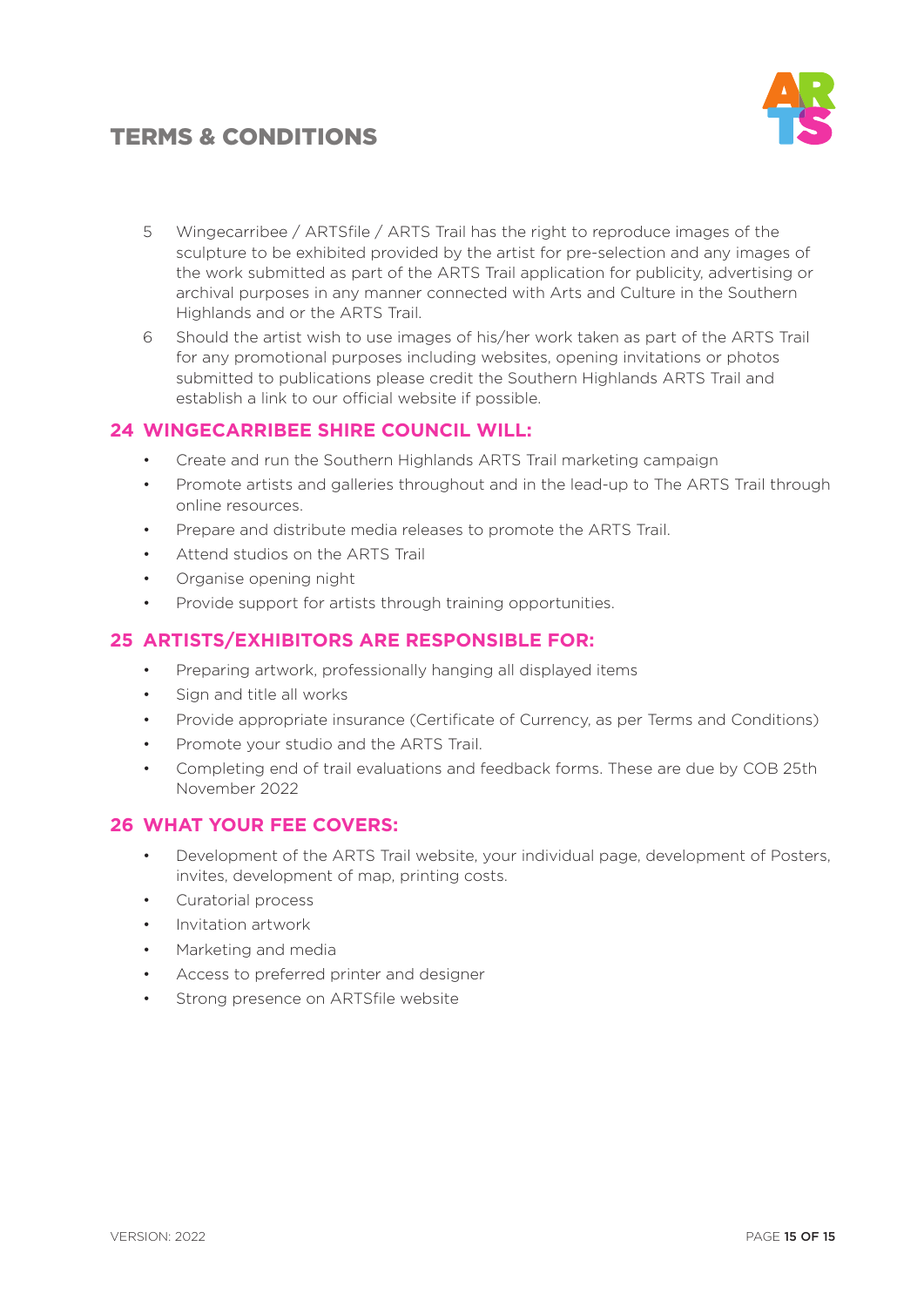5. Wingecarribee / ARTSfile / ARTS Trail has the right to reproduce images of the sculpture to be exhibited provided by the artist for pre-selection and any images of the work submitted as part of the ARTS Trail application for publicity, advertising or archival purposes in any manner connected with Arts and Culture in the Southern Highlands and or the ARTS Trail.
6. Should the artist wish to use images of his/her work taken as part of the ARTS Trail for any promotional purposes including websites, opening invitations or photos submitted to publications please credit the Southern Highlands ARTS Trail and establish a link to our official website if possible.

## 24 WINGECARRIBEE SHIRE COUNCIL WILL:

- Create and run the Southern Highlands ARTS Trail marketing campaign
- Promote artists and galleries throughout and in the lead-up to The ARTS Trail through online resources.
- Prepare and distribute media releases to promote the ARTS Trail.
- Attend studios on the ARTS Trail
- Organise opening night
- Provide support for artists through training opportunities.

## 25 ARTISTS/EXHIBITORS ARE RESPONSIBLE FOR:

- Preparing artwork, professionally hanging all displayed items
- Sign and title all works
- Provide appropriate insurance (Certificate of Currency, as per Terms and Conditions)
- Promote your studio and the ARTS Trail.
- Completing end of trail evaluations and feedback forms. These are due by COB 25th November 2022

## 26 WHAT YOUR FEE COVERS:

- Development of the ARTS Trail website, your individual page, development of Posters, invites, development of map, printing costs.
- Curatorial process
- Invitation artwork
- Marketing and media
- Access to preferred printer and designer
- Strong presence on ARTSfile website